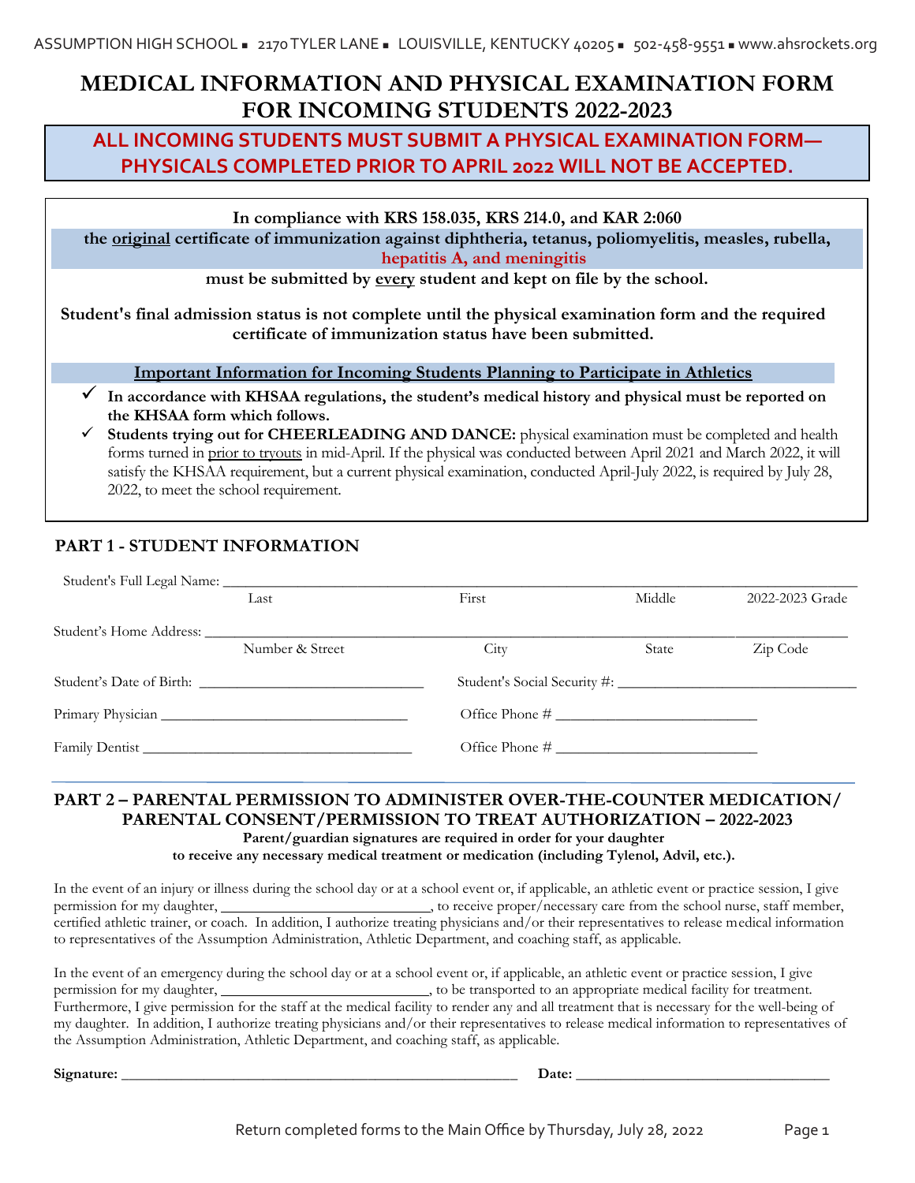ASSUMPTION HIGH SCHOOL ■ 2170 TYLER LANE ■ LOUISVILLE, KENTUCKY 40205 ■ 502-458-9551 ■ www.ahsrockets.org

# MEDICAL INFORMATION AND PHYSICAL EXAMINATION FORM FOR INCOMING STUDENTS 2022-2023

**ALL INCOMING STUDENTS MUST SUBMIT A PHYSICAL EXAMINATION FORM— PHYSICALS COMPLETED PRIOR TO APRIL 2022 WILL NOT BE ACCEPTED.**

**In compliance with KRS 158.035, KRS 214.0, and KAR 2:060**
**the original certificate of immunization against diphtheria, tetanus, poliomyelitis, measles, rubella, hepatitis A, and meningitis**
**must be submitted by every student and kept on file by the school.**

**Student's final admission status is not complete until the physical examination form and the required certificate of immunization status have been submitted.**

**Important Information for Incoming Students Planning to Participate in Athletics**

- ✓ **In accordance with KHSAA regulations, the student's medical history and physical must be reported on the KHSAA form which follows.**
- ✓ **Students trying out for CHEERLEADING AND DANCE:** physical examination must be completed and health forms turned in prior to tryouts in mid-April. If the physical was conducted between April 2021 and March 2022, it will satisfy the KHSAA requirement, but a current physical examination, conducted April-July 2022, is required by July 28, 2022, to meet the school requirement.

## PART 1 - STUDENT INFORMATION

Student's Full Legal Name: ______________________________________________
Last First Middle 2022-2023 Grade

Student's Home Address: ______________________________________________
Number & Street City State Zip Code

Student's Date of Birth: ____________________ Student's Social Security #: ____________________

Primary Physician ____________________ Office Phone # ____________________

Family Dentist ____________________ Office Phone # ____________________

## PART 2 – PARENTAL PERMISSION TO ADMINISTER OVER-THE-COUNTER MEDICATION/ PARENTAL CONSENT/PERMISSION TO TREAT AUTHORIZATION – 2022-2023

**Parent/guardian signatures are required in order for your daughter to receive any necessary medical treatment or medication (including Tylenol, Advil, etc.).**

In the event of an injury or illness during the school day or at a school event or, if applicable, an athletic event or practice session, I give permission for my daughter, ____________________, to receive proper/necessary care from the school nurse, staff member, certified athletic trainer, or coach. In addition, I authorize treating physicians and/or their representatives to release medical information to representatives of the Assumption Administration, Athletic Department, and coaching staff, as applicable.

In the event of an emergency during the school day or at a school event or, if applicable, an athletic event or practice session, I give permission for my daughter, ____________________, to be transported to an appropriate medical facility for treatment. Furthermore, I give permission for the staff at the medical facility to render any and all treatment that is necessary for the well-being of my daughter. In addition, I authorize treating physicians and/or their representatives to release medical information to representatives of the Assumption Administration, Athletic Department, and coaching staff, as applicable.

**Signature:** ______________________________ **Date:** ____________________

Return completed forms to the Main Office by Thursday, July 28, 2022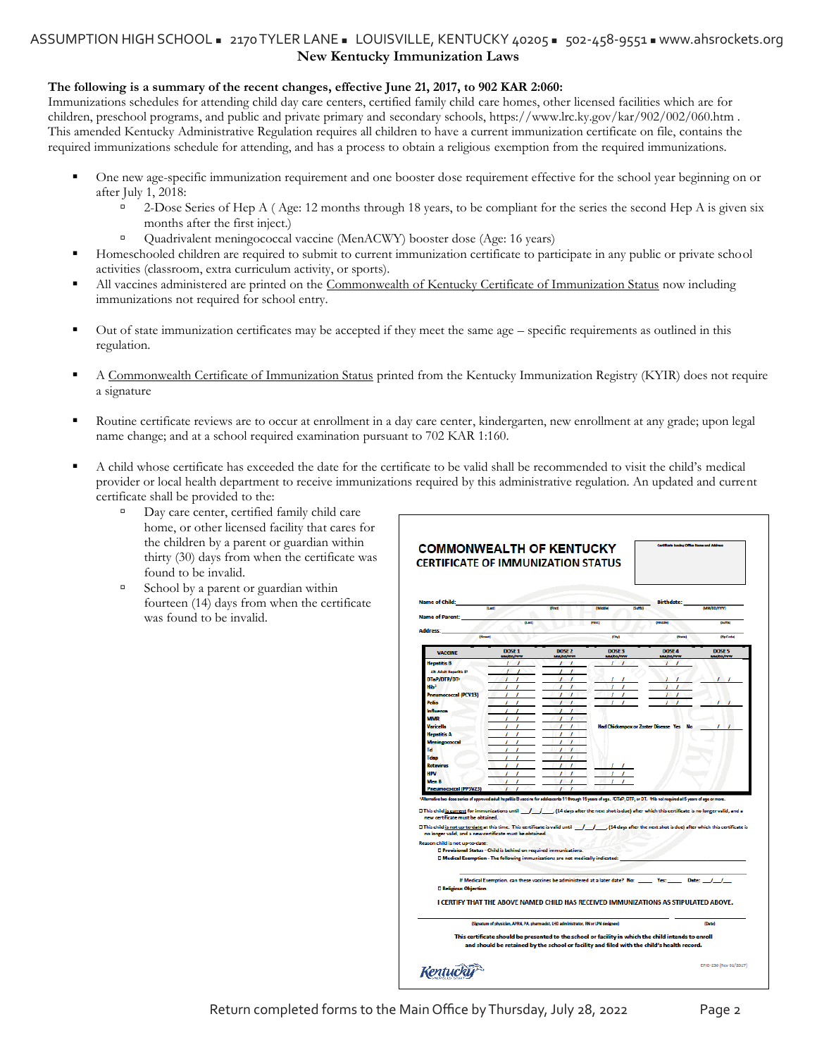ASSUMPTION HIGH SCHOOL ▪ 2170 TYLER LANE ▪ LOUISVILLE, KENTUCKY 40205 ▪ 502-458-9551 ▪ www.ahsrockets.org

# New Kentucky Immunization Laws

**The following is a summary of the recent changes, effective June 21, 2017, to 902 KAR 2:060:**
Immunizations schedules for attending child day care centers, certified family child care homes, other licensed facilities which are for children, preschool programs, and public and private primary and secondary schools, https://www.lrc.ky.gov/kar/902/002/060.htm . This amended Kentucky Administrative Regulation requires all children to have a current immunization certificate on file, contains the required immunizations schedule for attending, and has a process to obtain a religious exemption from the required immunizations.

- One new age-specific immunization requirement and one booster dose requirement effective for the school year beginning on or after July 1, 2018:
  - 2-Dose Series of Hep A ( Age: 12 months through 18 years, to be compliant for the series the second Hep A is given six months after the first inject.)
  - Quadrivalent meningococcal vaccine (MenACWY) booster dose (Age: 16 years)
- Homeschooled children are required to submit to current immunization certificate to participate in any public or private school activities (classroom, extra curriculum activity, or sports).
- All vaccines administered are printed on the Commonwealth of Kentucky Certificate of Immunization Status now including immunizations not required for school entry.
- Out of state immunization certificates may be accepted if they meet the same age – specific requirements as outlined in this regulation.
- A Commonwealth Certificate of Immunization Status printed from the Kentucky Immunization Registry (KYIR) does not require a signature
- Routine certificate reviews are to occur at enrollment in a day care center, kindergarten, new enrollment at any grade; upon legal name change; and at a school required examination pursuant to 702 KAR 1:160.
- A child whose certificate has exceeded the date for the certificate to be valid shall be recommended to visit the child's medical provider or local health department to receive immunizations required by this administrative regulation. An updated and current certificate shall be provided to the:
  - Day care center, certified family child care home, or other licensed facility that cares for the children by a parent or guardian within thirty (30) days from when the certificate was found to be invalid.
  - School by a parent or guardian within fourteen (14) days from when the certificate was found to be invalid.

**COMMONWEALTH OF KENTUCKY**
**CERTIFICATE OF IMMUNIZATION STATUS**

Certificate Issuing Office Name and Address

Name of Child: (Last) (First) (Middle) (Suffix) Birthdate: (MM/DD/YYYY)
Name of Parent: (Last) (First) (Middle) (Suffix)
Address: (Street) (City) (State) (Zip Code)

| VACCINE | DOSE 1 MM/DD/YYYY | DOSE 2 MM/DD/YYYY | DOSE 3 MM/DD/YYYY | DOSE 4 MM/DD/YYYY | DOSE 5 MM/DD/YYYY |
|---|---|---|---|---|---|
| Hepatitis B | / / | / / | / / | / / | |
| Alt. Adult Hepatitis B¹ | / / | / / | | | |
| DTaP/DTP/DT² | / / | / / | / / | / / | / / |
| Hib³ | / / | / / | / / | / / | |
| Pneumococcal (PCV13) | / / | / / | / / | / / | |
| Polio | / / | / / | / / | / / | / / |
| Influenza | / / | / / | | | |
| MMR | / / | / / | | | |
| Varicella | / / | / / | Had Chickenpox or Zoster Disease Yes No | | / / |
| Hepatitis A | / / | / / | | | |
| Meningococcal | / / | / / | | | |
| Td | / / | / / | | | |
| Tdap | / / | / / | | | |
| Rotavirus | / / | / / | / / | | |
| HPV | / / | / / | / / | | |
| Men B | / / | / / | / / | | |
| Pneumococcal (PPSV23) | / / | / / | | | |

¹Alternative two dose series of approved adult hepatitis B vaccine for adolescents 11 through 15 years of age. ²DTaP, DTP, or DT. ³Hib not required at 5 years of age or more.

☐ This child is current for immunizations until \_\_/\_\_/\_\_\_ (14 days after the next shot is due) after which this certificate is no longer valid, and a new certificate must be obtained.

☐ This child is not up-to-date at this time. This certificate is valid until \_\_/\_\_/\_\_\_ (14 days after the next shot is due) after which this certificate is no longer valid, and a new certificate must be obtained.

Reason child is not up-to-date:
☐ Provisional Status - Child is behind on required immunizations.
☐ Medical Exemption - The following immunizations are not medically indicated: \_\_\_\_\_\_\_\_

If Medical Exemption, can these vaccines be administered at a later date? No: \_\_\_ Yes: \_\_\_ Date: \_\_/\_\_/\_\_
☐ Religious Objection

I CERTIFY THAT THE ABOVE NAMED CHILD HAS RECEIVED IMMUNIZATIONS AS STIPULATED ABOVE.

(Signature of physician, APRN, PA, pharmacist, LHD administrator, RN or LPN designee) (Date)

**This certificate should be presented to the school or facility in which the child intends to enroll and should be retained by the school or facility and filed with the child's health record.**

Kentucky

EPID-230 (Rev 02/2017)

Return completed forms to the Main Office by Thursday, July 28, 2022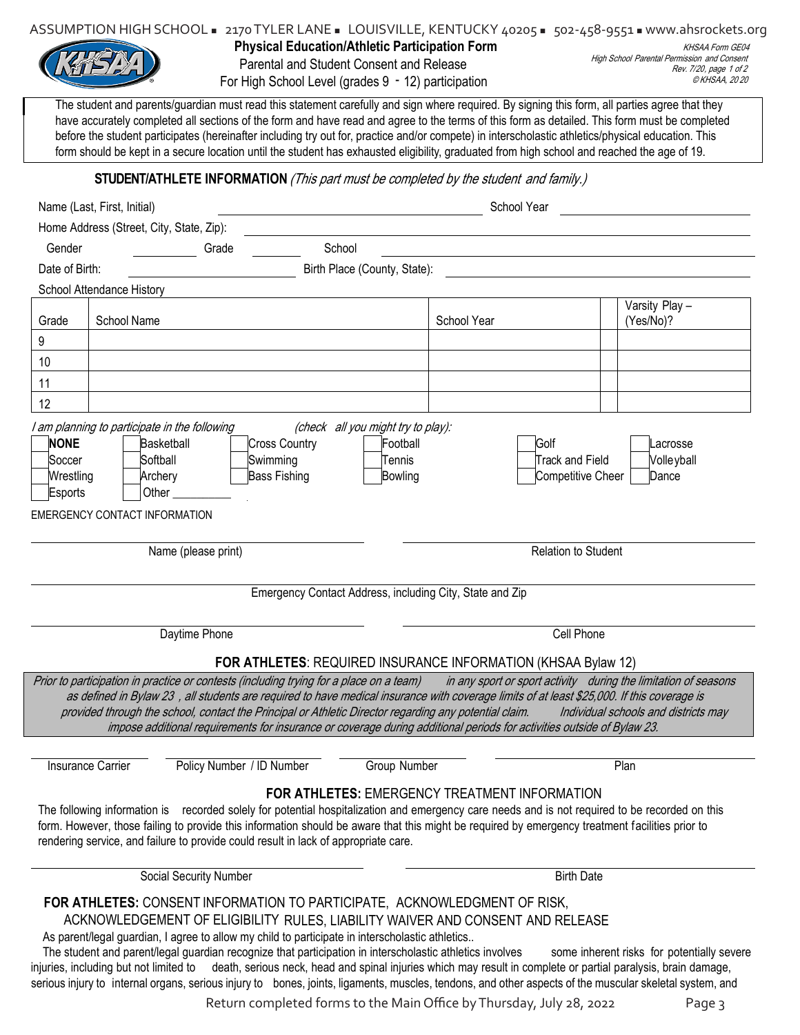ASSUMPTION HIGH SCHOOL ▪ 2170 TYLER LANE ▪ LOUISVILLE, KENTUCKY 40205 ▪ 502-458-9551 ▪ www.ahsrockets.org

KHSAA Form GE04
High School Parental Permission and Consent
Rev. 7/20, page 1 of 2
© KHSAA, 2020

# Physical Education/Athletic Participation Form

Parental and Student Consent and Release
For High School Level (grades 9 - 12) participation

The student and parents/guardian must read this statement carefully and sign where required. By signing this form, all parties agree that they have accurately completed all sections of the form and have read and agree to the terms of this form as detailed. This form must be completed before the student participates (hereinafter including try out for, practice and/or compete) in interscholastic athletics/physical education. This form should be kept in a secure location until the student has exhausted eligibility, graduated from high school and reached the age of 19.

## STUDENT/ATHLETE INFORMATION *(This part must be completed by the student and family.)*

Name (Last, First, Initial) ______________________ School Year ______________

Home Address (Street, City, State, Zip): ______________________

Gender ________ Grade ________ School ______________________

Date of Birth: ______________ Birth Place (County, State): ______________

School Attendance History

| Grade | School Name | School Year | | Varsity Play – (Yes/No)? |
|---|---|---|---|---|
| 9 | | | | |
| 10 | | | | |
| 11 | | | | |
| 12 | | | | |

*I am planning to participate in the following (check all you might try to play):*

- ☐ **NONE**
- ☐ Basketball
- ☐ Cross Country
- ☐ Football
- ☐ Golf
- ☐ Lacrosse
- ☐ Soccer
- ☐ Softball
- ☐ Swimming
- ☐ Tennis
- ☐ Track and Field
- ☐ Volleyball
- ☐ Wrestling
- ☐ Archery
- ☐ Bass Fishing
- ☐ Bowling
- ☐ Competitive Cheer
- ☐ Dance
- ☐ Esports
- ☐ Other __________

EMERGENCY CONTACT INFORMATION

______________________ Name (please print) ______________________ Relation to Student

______________________ Emergency Contact Address, including City, State and Zip

______________________ Daytime Phone ______________________ Cell Phone

## FOR ATHLETES: REQUIRED INSURANCE INFORMATION (KHSAA Bylaw 12)

*Prior to participation in practice or contests (including trying for a place on a team) in any sport or sport activity during the limitation of seasons as defined in Bylaw 23, all students are required to have medical insurance with coverage limits of at least $25,000. If this coverage is provided through the school, contact the Principal or Athletic Director regarding any potential claim. Individual schools and districts may impose additional requirements for insurance or coverage during additional periods for activities outside of Bylaw 23.*

______ Insurance Carrier ______ Policy Number / ID Number ______ Group Number ______ Plan

## FOR ATHLETES: EMERGENCY TREATMENT INFORMATION

The following information is recorded solely for potential hospitalization and emergency care needs and is not required to be recorded on this form. However, those failing to provide this information should be aware that this might be required by emergency treatment facilities prior to rendering service, and failure to provide could result in lack of appropriate care.

______________________ Social Security Number ______________________ Birth Date

## FOR ATHLETES: CONSENT INFORMATION TO PARTICIPATE, ACKNOWLEDGMENT OF RISK, ACKNOWLEDGEMENT OF ELIGIBILITY RULES, LIABILITY WAIVER AND CONSENT AND RELEASE

As parent/legal guardian, I agree to allow my child to participate in interscholastic athletics..

The student and parent/legal guardian recognize that participation in interscholastic athletics involves some inherent risks for potentially severe injuries, including but not limited to death, serious neck, head and spinal injuries which may result in complete or partial paralysis, brain damage, serious injury to internal organs, serious injury to bones, joints, ligaments, muscles, tendons, and other aspects of the muscular skeletal system, and

Return completed forms to the Main Office by Thursday, July 28, 2022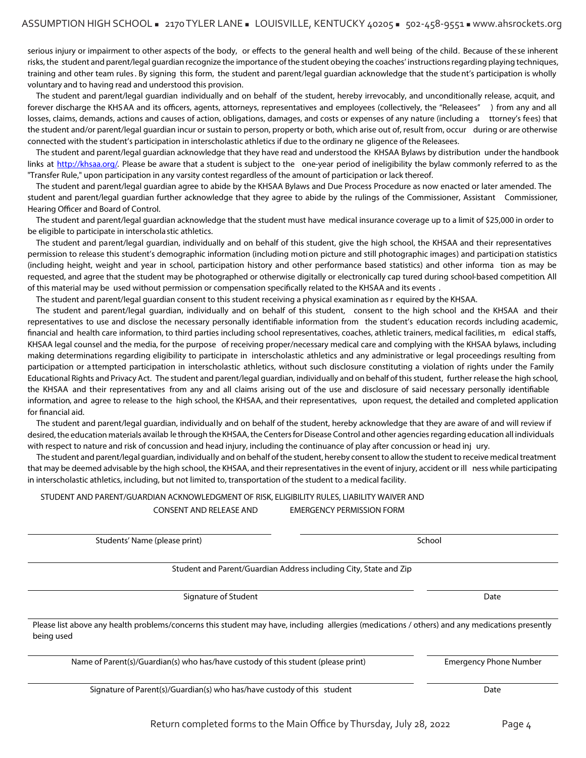serious injury or impairment to other aspects of the body, or effects to the general health and well being of the child. Because of these inherent risks, the student and parent/legal guardian recognize the importance of the student obeying the coaches' instructions regarding playing techniques, training and other team rules. By signing this form, the student and parent/legal guardian acknowledge that the student's participation is wholly voluntary and to having read and understood this provision.

The student and parent/legal guardian individually and on behalf of the student, hereby irrevocably, and unconditionally release, acquit, and forever discharge the KHSAA and its officers, agents, attorneys, representatives and employees (collectively, the "Releasees") from any and all losses, claims, demands, actions and causes of action, obligations, damages, and costs or expenses of any nature (including attorney's fees) that the student and/or parent/legal guardian incur or sustain to person, property or both, which arise out of, result from, occur during or are otherwise connected with the student's participation in interscholastic athletics if due to the ordinary negligence of the Releasees.

The student and parent/legal guardian acknowledge that they have read and understood the KHSAA Bylaws by distribution under the handbook links at http://khsaa.org/. Please be aware that a student is subject to the one-year period of ineligibility the bylaw commonly referred to as the "Transfer Rule," upon participation in any varsity contest regardless of the amount of participation or lack thereof.

The student and parent/legal guardian agree to abide by the KHSAA Bylaws and Due Process Procedure as now enacted or later amended. The student and parent/legal guardian further acknowledge that they agree to abide by the rulings of the Commissioner, Assistant Commissioner, Hearing Officer and Board of Control.

The student and parent/legal guardian acknowledge that the student must have medical insurance coverage up to a limit of $25,000 in order to be eligible to participate in interscholastic athletics.

The student and parent/legal guardian, individually and on behalf of this student, give the high school, the KHSAA and their representatives permission to release this student's demographic information (including motion picture and still photographic images) and participation statistics (including height, weight and year in school, participation history and other performance based statistics) and other information as may be requested, and agree that the student may be photographed or otherwise digitally or electronically captured during school-based competition. All of this material may be used without permission or compensation specifically related to the KHSAA and its events.

The student and parent/legal guardian consent to this student receiving a physical examination as required by the KHSAA.

The student and parent/legal guardian, individually and on behalf of this student, consent to the high school and the KHSAA and their representatives to use and disclose the necessary personally identifiable information from the student's education records including academic, financial and health care information, to third parties including school representatives, coaches, athletic trainers, medical facilities, medical staffs, KHSAA legal counsel and the media, for the purpose of receiving proper/necessary medical care and complying with the KHSAA bylaws, including making determinations regarding eligibility to participate in interscholastic athletics and any administrative or legal proceedings resulting from participation or attempted participation in interscholastic athletics, without such disclosure constituting a violation of rights under the Family Educational Rights and Privacy Act. The student and parent/legal guardian, individually and on behalf of this student, further release the high school, the KHSAA and their representatives from any and all claims arising out of the use and disclosure of said necessary personally identifiable information, and agree to release to the high school, the KHSAA, and their representatives, upon request, the detailed and completed application for financial aid.

The student and parent/legal guardian, individually and on behalf of the student, hereby acknowledge that they are aware of and will review if desired, the education materials available through the KHSAA, the Centers for Disease Control and other agencies regarding education all individuals with respect to nature and risk of concussion and head injury, including the continuance of play after concussion or head injury.

The student and parent/legal guardian, individually and on behalf of the student, hereby consent to allow the student to receive medical treatment that may be deemed advisable by the high school, the KHSAA, and their representatives in the event of injury, accident or illness while participating in interscholastic athletics, including, but not limited to, transportation of the student to a medical facility.

STUDENT AND PARENT/GUARDIAN ACKNOWLEDGMENT OF RISK, ELIGIBILITY RULES, LIABILITY WAIVER AND CONSENT AND RELEASE AND EMERGENCY PERMISSION FORM

______________________________ Students' Name (please print)

______________________________ School

______________________________ Student and Parent/Guardian Address including City, State and Zip

______________________________ Signature of Student

______________________________ Date

______________________________

Please list above any health problems/concerns this student may have, including allergies (medications / others) and any medications presently being used

______________________________ Name of Parent(s)/Guardian(s) who has/have custody of this student (please print)

______________________________ Emergency Phone Number

______________________________ Signature of Parent(s)/Guardian(s) who has/have custody of this student

______________________________ Date

Return completed forms to the Main Office by Thursday, July 28, 2022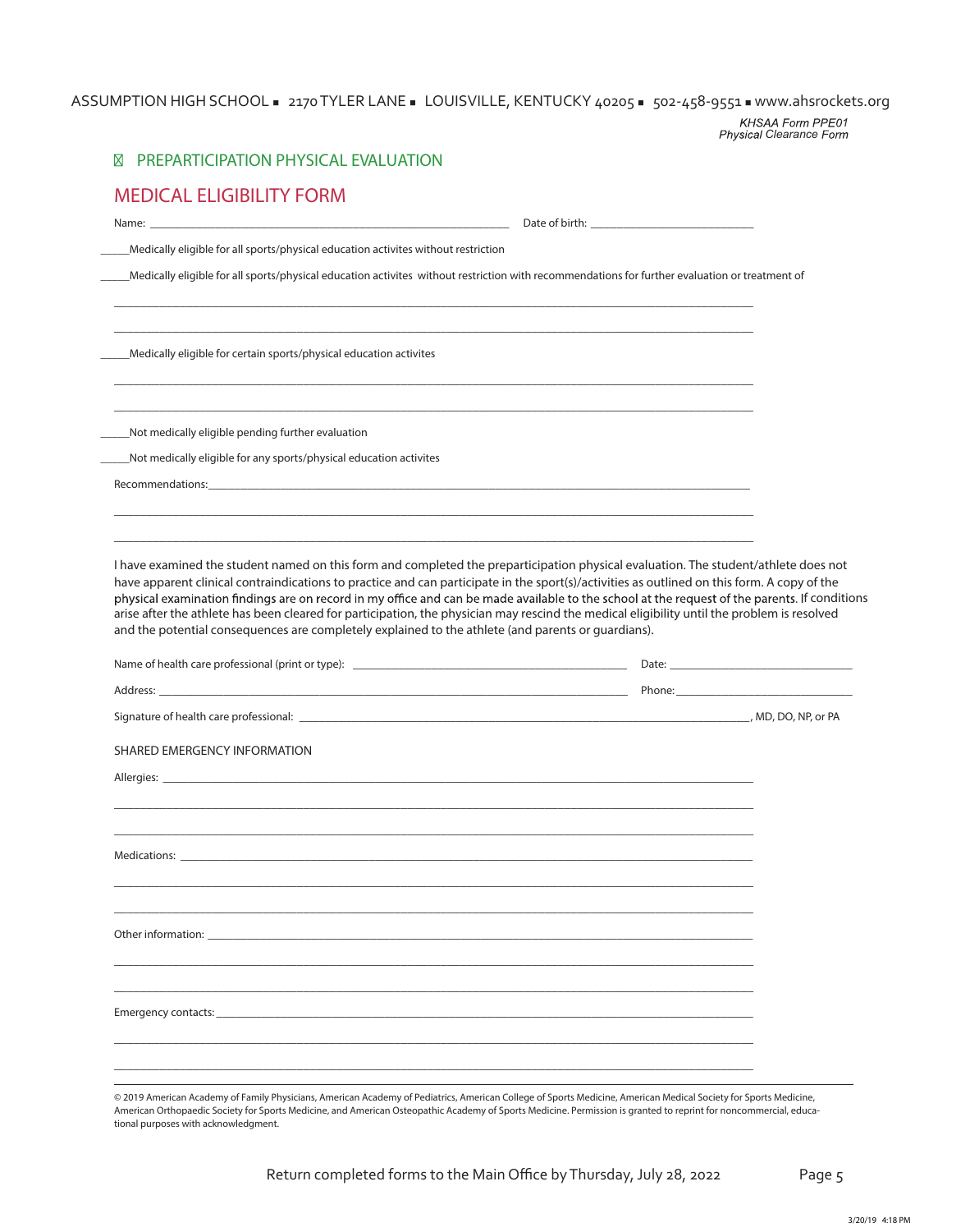ASSUMPTION HIGH SCHOOL ▪ 2170 TYLER LANE ▪ LOUISVILLE, KENTUCKY 40205 ▪ 502-458-9551 ▪ www.ahsrockets.org

*KHSAA Form PPE01*
*Physical Clearance Form*

## PREPARTICIPATION PHYSICAL EVALUATION

# MEDICAL ELIGIBILITY FORM

Name: ______________________________________________ Date of birth: ____________________

_____Medically eligible for all sports/physical education activites without restriction

_____Medically eligible for all sports/physical education activites without restriction with recommendations for further evaluation or treatment of

______________________________________________________________________________

______________________________________________________________________________

_____Medically eligible for certain sports/physical education activites

______________________________________________________________________________

______________________________________________________________________________

_____Not medically eligible pending further evaluation

_____Not medically eligible for any sports/physical education activites

Recommendations: _____________________________________________________________

______________________________________________________________________________

______________________________________________________________________________

I have examined the student named on this form and completed the preparticipation physical evaluation. The student/athlete does not have apparent clinical contraindications to practice and can participate in the sport(s)/activities as outlined on this form. A copy of the physical examination findings are on record in my office and can be made available to the school at the request of the parents. If conditions arise after the athlete has been cleared for participation, the physician may rescind the medical eligibility until the problem is resolved and the potential consequences are completely explained to the athlete (and parents or guardians).

Name of health care professional (print or type): ______________________________ Date: ____________________

Address: __________________________________________________________ Phone: ____________________

Signature of health care professional: ____________________________________________, MD, DO, NP, or PA

### SHARED EMERGENCY INFORMATION

Allergies: ______________________________________________________________________

______________________________________________________________________________

______________________________________________________________________________

Medications: ____________________________________________________________________

______________________________________________________________________________

______________________________________________________________________________

Other information: _______________________________________________________________

______________________________________________________________________________

______________________________________________________________________________

Emergency contacts: _____________________________________________________________

______________________________________________________________________________

______________________________________________________________________________

© 2019 American Academy of Family Physicians, American Academy of Pediatrics, American College of Sports Medicine, American Medical Society for Sports Medicine, American Orthopaedic Society for Sports Medicine, and American Osteopathic Academy of Sports Medicine. Permission is granted to reprint for noncommercial, educational purposes with acknowledgment.

Return completed forms to the Main Office by Thursday, July 28, 2022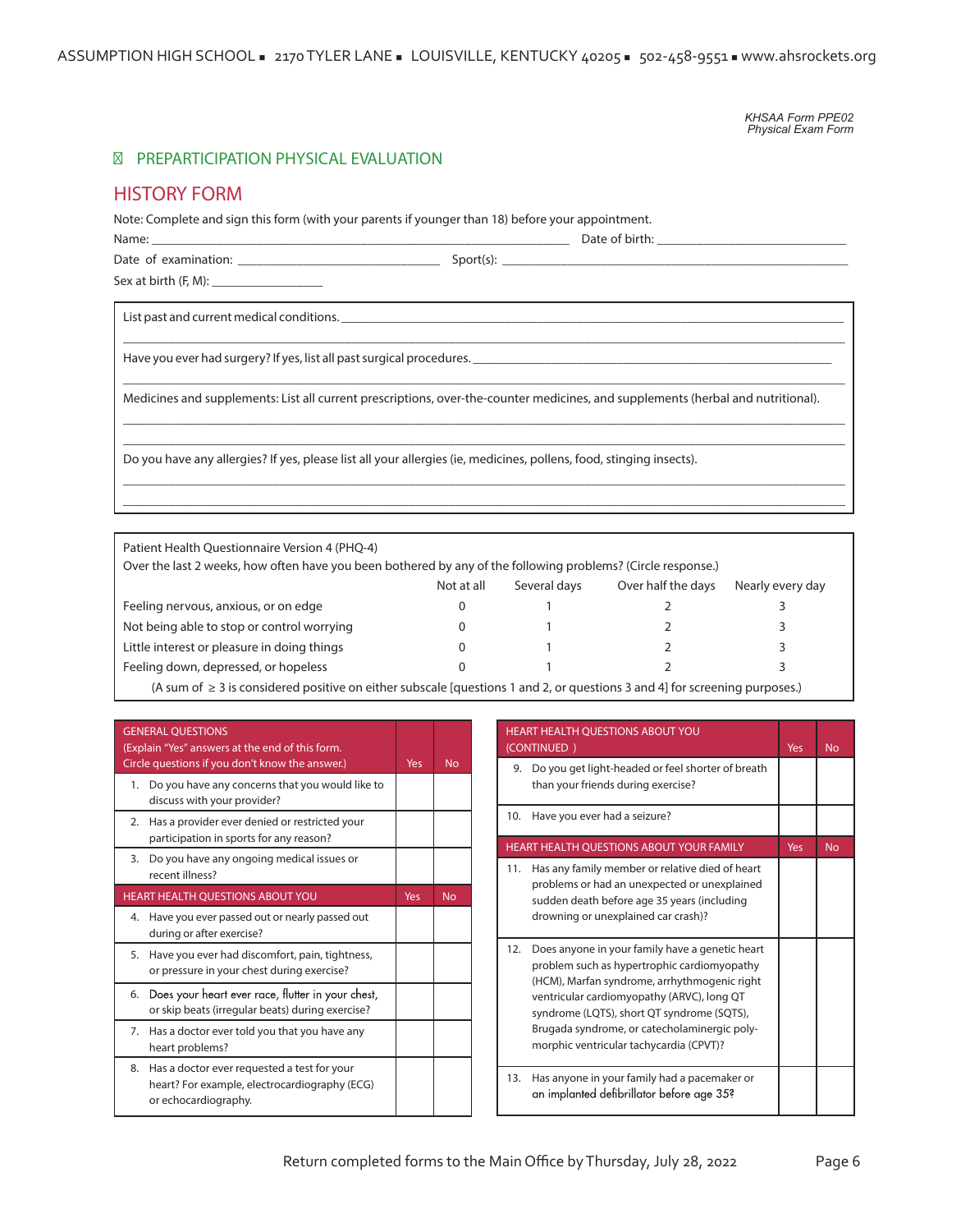KHSAA Form PPE02
Physical Exam Form

## PREPARTICIPATION PHYSICAL EVALUATION

## HISTORY FORM

Note: Complete and sign this form (with your parents if younger than 18) before your appointment.

Name: ______________________________ Date of birth: ______________________________

Date of examination: ______________________________ Sport(s): ______________________________

Sex at birth (F, M): ______________

List past and current medical conditions. ______________________________

Have you ever had surgery? If yes, list all past surgical procedures. ______________________________

Medicines and supplements: List all current prescriptions, over-the-counter medicines, and supplements (herbal and nutritional).

______________________________

Do you have any allergies? If yes, please list all your allergies (ie, medicines, pollens, food, stinging insects).

______________________________

Patient Health Questionnaire Version 4 (PHQ-4)

Over the last 2 weeks, how often have you been bothered by any of the following problems? (Circle response.)

| | Not at all | Several days | Over half the days | Nearly every day |
|---|---|---|---|---|
| Feeling nervous, anxious, or on edge | 0 | 1 | 2 | 3 |
| Not being able to stop or control worrying | 0 | 1 | 2 | 3 |
| Little interest or pleasure in doing things | 0 | 1 | 2 | 3 |
| Feeling down, depressed, or hopeless | 0 | 1 | 2 | 3 |

(A sum of ≥ 3 is considered positive on either subscale [questions 1 and 2, or questions 3 and 4] for screening purposes.)

| GENERAL QUESTIONS (Explain "Yes" answers at the end of this form. Circle questions if you don't know the answer.) | Yes | No |
|---|---|---|
| 1. Do you have any concerns that you would like to discuss with your provider? | | |
| 2. Has a provider ever denied or restricted your participation in sports for any reason? | | |
| 3. Do you have any ongoing medical issues or recent illness? | | |
| **HEART HEALTH QUESTIONS ABOUT YOU** | **Yes** | **No** |
| 4. Have you ever passed out or nearly passed out during or after exercise? | | |
| 5. Have you ever had discomfort, pain, tightness, or pressure in your chest during exercise? | | |
| 6. Does your heart ever race, flutter in your chest, or skip beats (irregular beats) during exercise? | | |
| 7. Has a doctor ever told you that you have any heart problems? | | |
| 8. Has a doctor ever requested a test for your heart? For example, electrocardiography (ECG) or echocardiography. | | |

| HEART HEALTH QUESTIONS ABOUT YOU (CONTINUED) | Yes | No |
|---|---|---|
| 9. Do you get light-headed or feel shorter of breath than your friends during exercise? | | |
| 10. Have you ever had a seizure? | | |
| **HEART HEALTH QUESTIONS ABOUT YOUR FAMILY** | **Yes** | **No** |
| 11. Has any family member or relative died of heart problems or had an unexpected or unexplained sudden death before age 35 years (including drowning or unexplained car crash)? | | |
| 12. Does anyone in your family have a genetic heart problem such as hypertrophic cardiomyopathy (HCM), Marfan syndrome, arrhythmogenic right ventricular cardiomyopathy (ARVC), long QT syndrome (LQTS), short QT syndrome (SQTS), Brugada syndrome, or catecholaminergic polymorphic ventricular tachycardia (CPVT)? | | |
| 13. Has anyone in your family had a pacemaker or an implanted defibrillator before age 35? | | |

Return completed forms to the Main Office by Thursday, July 28, 2022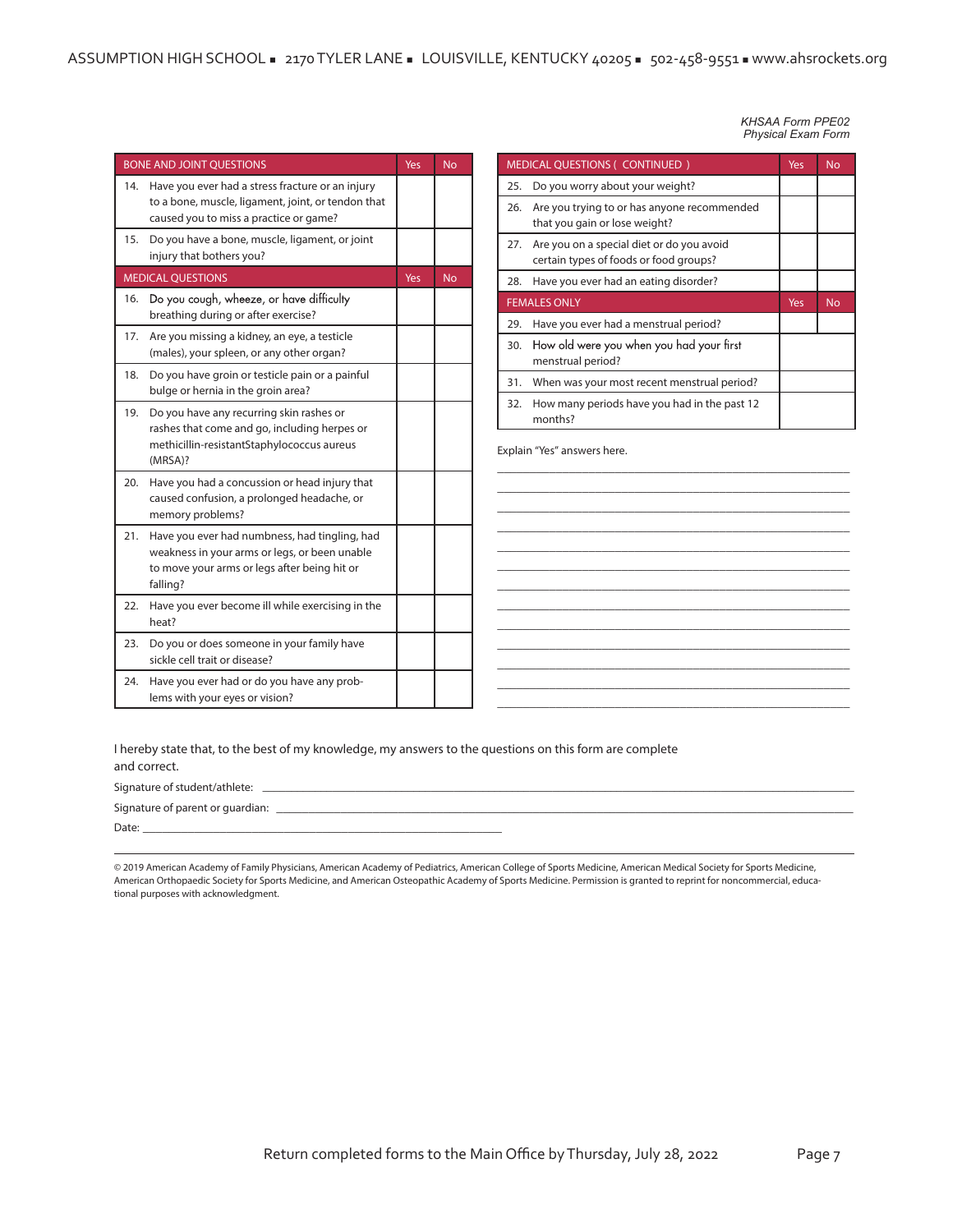*KHSAA Form PPE02*
*Physical Exam Form*

| BONE AND JOINT QUESTIONS | Yes | No |
|---|---|---|
| 14. Have you ever had a stress fracture or an injury to a bone, muscle, ligament, joint, or tendon that caused you to miss a practice or game? | | |
| 15. Do you have a bone, muscle, ligament, or joint injury that bothers you? | | |

| MEDICAL QUESTIONS | Yes | No |
|---|---|---|
| 16. Do you cough, wheeze, or have difficulty breathing during or after exercise? | | |
| 17. Are you missing a kidney, an eye, a testicle (males), your spleen, or any other organ? | | |
| 18. Do you have groin or testicle pain or a painful bulge or hernia in the groin area? | | |
| 19. Do you have any recurring skin rashes or rashes that come and go, including herpes or methicillin-resistantStaphylococcus aureus (MRSA)? | | |
| 20. Have you had a concussion or head injury that caused confusion, a prolonged headache, or memory problems? | | |
| 21. Have you ever had numbness, had tingling, had weakness in your arms or legs, or been unable to move your arms or legs after being hit or falling? | | |
| 22. Have you ever become ill while exercising in the heat? | | |
| 23. Do you or does someone in your family have sickle cell trait or disease? | | |
| 24. Have you ever had or do you have any problems with your eyes or vision? | | |

| MEDICAL QUESTIONS ( CONTINUED ) | Yes | No |
|---|---|---|
| 25. Do you worry about your weight? | | |
| 26. Are you trying to or has anyone recommended that you gain or lose weight? | | |
| 27. Are you on a special diet or do you avoid certain types of foods or food groups? | | |
| 28. Have you ever had an eating disorder? | | |

| FEMALES ONLY | Yes | No |
|---|---|---|
| 29. Have you ever had a menstrual period? | | |
| 30. How old were you when you had your first menstrual period? | | |
| 31. When was your most recent menstrual period? | | |
| 32. How many periods have you had in the past 12 months? | | |

Explain "Yes" answers here.

______________________________________________________________

______________________________________________________________

______________________________________________________________

______________________________________________________________

______________________________________________________________

______________________________________________________________

______________________________________________________________

______________________________________________________________

______________________________________________________________

______________________________________________________________

______________________________________________________________

______________________________________________________________

______________________________________________________________

I hereby state that, to the best of my knowledge, my answers to the questions on this form are complete and correct.

Signature of student/athlete: ______________________________________________

Signature of parent or guardian: ______________________________________________

Date: ______________________________________________

© 2019 American Academy of Family Physicians, American Academy of Pediatrics, American College of Sports Medicine, American Medical Society for Sports Medicine, American Orthopaedic Society for Sports Medicine, and American Osteopathic Academy of Sports Medicine. Permission is granted to reprint for noncommercial, educational purposes with acknowledgment.

Return completed forms to the Main Office by Thursday, July 28, 2022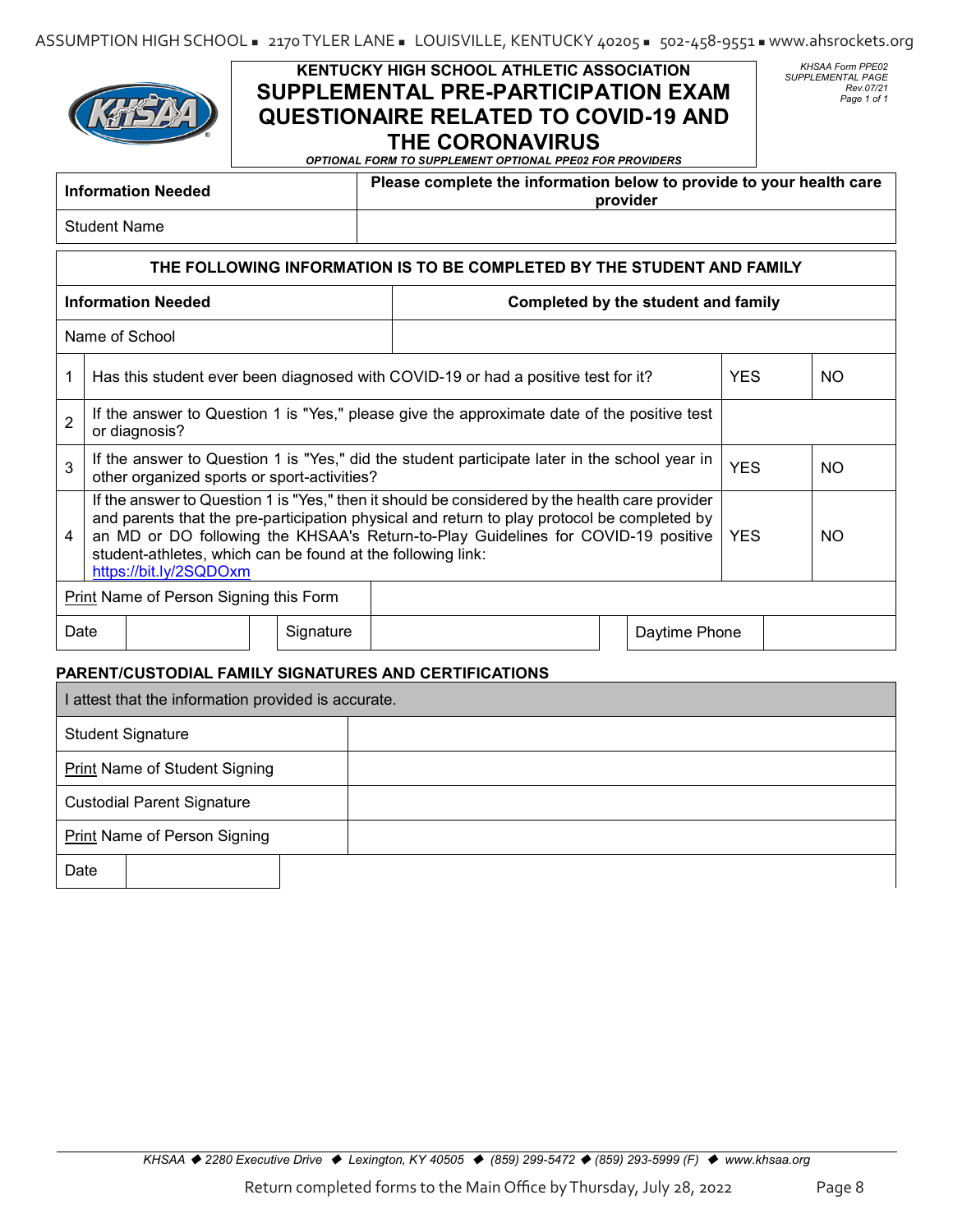KHSAA Form PPE02
SUPPLEMENTAL PAGE
Rev.07/21
Page 1 of 1

# KENTUCKY HIGH SCHOOL ATHLETIC ASSOCIATION
# SUPPLEMENTAL PRE-PARTICIPATION EXAM QUESTIONAIRE RELATED TO COVID-19 AND THE CORONAVIRUS

***OPTIONAL FORM TO SUPPLEMENT OPTIONAL PPE02 FOR PROVIDERS***

| **Information Needed** | **Please complete the information below to provide to your health care provider** |
|---|---|
| Student Name | |

**THE FOLLOWING INFORMATION IS TO BE COMPLETED BY THE STUDENT AND FAMILY**

| **Information Needed** | **Completed by the student and family** |
|---|---|
| Name of School | |

| | | | |
|---|---|---|---|
| 1 | Has this student ever been diagnosed with COVID-19 or had a positive test for it? | YES | NO |
| 2 | If the answer to Question 1 is "Yes," please give the approximate date of the positive test or diagnosis? | | |
| 3 | If the answer to Question 1 is "Yes," did the student participate later in the school year in other organized sports or sport-activities? | YES | NO |
| 4 | If the answer to Question 1 is "Yes," then it should be considered by the health care provider and parents that the pre-participation physical and return to play protocol be completed by an MD or DO following the KHSAA's Return-to-Play Guidelines for COVID-19 positive student-athletes, which can be found at the following link: https://bit.ly/2SQDOxm | YES | NO |

| | | | | | |
|---|---|---|---|---|---|
| Print Name of Person Signing this Form | | | | | |
| Date | | Signature | | Daytime Phone | |

**PARENT/CUSTODIAL FAMILY SIGNATURES AND CERTIFICATIONS**

| I attest that the information provided is accurate. | |
|---|---|
| Student Signature | |
| Print Name of Student Signing | |
| Custodial Parent Signature | |
| Print Name of Person Signing | |
| Date | |

*KHSAA ◆ 2280 Executive Drive ◆ Lexington, KY 40505 ◆ (859) 299-5472 ◆ (859) 293-5999 (F) ◆ www.khsaa.org*

Return completed forms to the Main Office by Thursday, July 28, 2022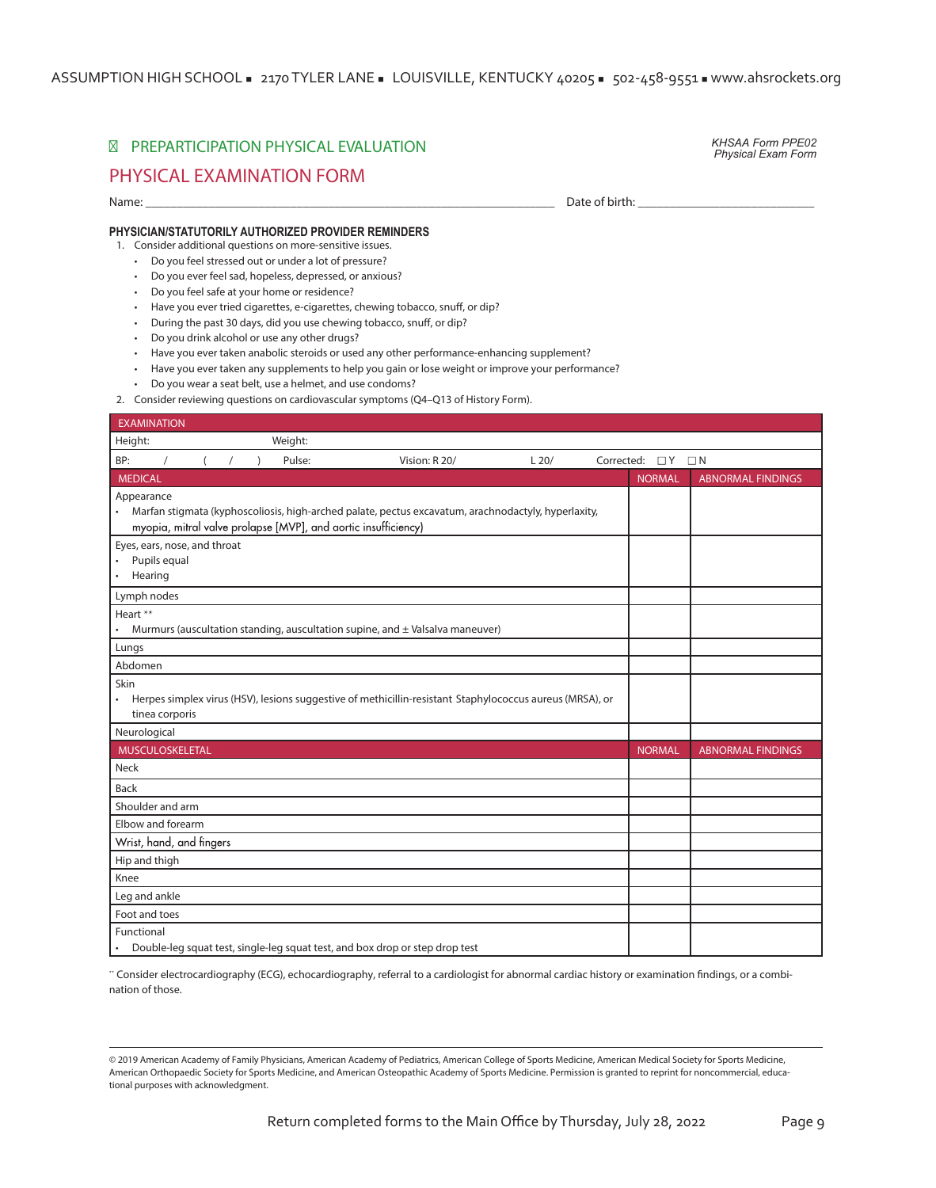ASSUMPTION HIGH SCHOOL ▪ 2170 TYLER LANE ▪ LOUISVILLE, KENTUCKY 40205 ▪ 502-458-9551 ▪ www.ahsrockets.org

## PREPARTICIPATION PHYSICAL EVALUATION

*KHSAA Form PPE02*
*Physical Exam Form*

# PHYSICAL EXAMINATION FORM

Name: ______________________________ Date of birth: ______________

**PHYSICIAN/STATUTORILY AUTHORIZED PROVIDER REMINDERS**

1. Consider additional questions on more-sensitive issues.
   - Do you feel stressed out or under a lot of pressure?
   - Do you ever feel sad, hopeless, depressed, or anxious?
   - Do you feel safe at your home or residence?
   - Have you ever tried cigarettes, e-cigarettes, chewing tobacco, snuff, or dip?
   - During the past 30 days, did you use chewing tobacco, snuff, or dip?
   - Do you drink alcohol or use any other drugs?
   - Have you ever taken anabolic steroids or used any other performance-enhancing supplement?
   - Have you ever taken any supplements to help you gain or lose weight or improve your performance?
   - Do you wear a seat belt, use a helmet, and use condoms?
2. Consider reviewing questions on cardiovascular symptoms (Q4–Q13 of History Form).

| EXAMINATION | | |
|---|---|---|
| Height: Weight: | | |
| BP: / ( / ) Pulse: Vision: R 20/ L 20/ Corrected: ☐ Y ☐ N | | |
| **MEDICAL** | **NORMAL** | **ABNORMAL FINDINGS** |
| Appearance<br>• Marfan stigmata (kyphoscoliosis, high-arched palate, pectus excavatum, arachnodactyly, hyperlaxity, myopia, mitral valve prolapse [MVP], and aortic insufficiency) | | |
| Eyes, ears, nose, and throat<br>• Pupils equal<br>• Hearing | | |
| Lymph nodes | | |
| Heart **<br>• Murmurs (auscultation standing, auscultation supine, and ± Valsalva maneuver) | | |
| Lungs | | |
| Abdomen | | |
| Skin<br>• Herpes simplex virus (HSV), lesions suggestive of methicillin-resistant Staphylococcus aureus (MRSA), or tinea corporis | | |
| Neurological | | |
| **MUSCULOSKELETAL** | **NORMAL** | **ABNORMAL FINDINGS** |
| Neck | | |
| Back | | |
| Shoulder and arm | | |
| Elbow and forearm | | |
| Wrist, hand, and fingers | | |
| Hip and thigh | | |
| Knee | | |
| Leg and ankle | | |
| Foot and toes | | |
| Functional<br>• Double-leg squat test, single-leg squat test, and box drop or step drop test | | |

** Consider electrocardiography (ECG), echocardiography, referral to a cardiologist for abnormal cardiac history or examination findings, or a combination of those.

© 2019 American Academy of Family Physicians, American Academy of Pediatrics, American College of Sports Medicine, American Medical Society for Sports Medicine, American Orthopaedic Society for Sports Medicine, and American Osteopathic Academy of Sports Medicine. Permission is granted to reprint for noncommercial, educational purposes with acknowledgment.

Return completed forms to the Main Office by Thursday, July 28, 2022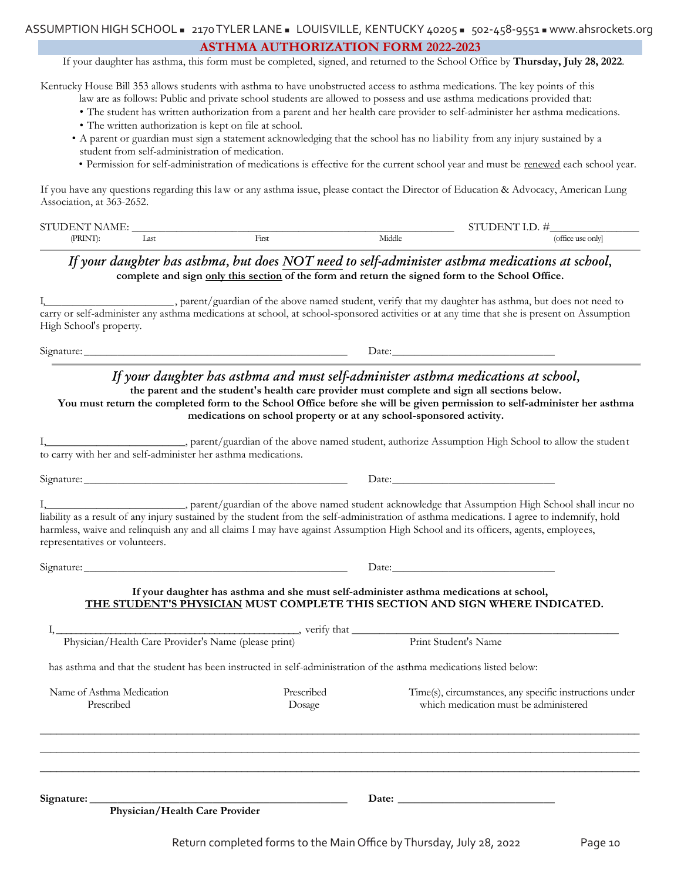ASSUMPTION HIGH SCHOOL ■ 2170 TYLER LANE ■ LOUISVILLE, KENTUCKY 40205 ■ 502-458-9551 ■ www.ahsrockets.org

# ASTHMA AUTHORIZATION FORM 2022-2023

If your daughter has asthma, this form must be completed, signed, and returned to the School Office by **Thursday, July 28, 2022**.

Kentucky House Bill 353 allows students with asthma to have unobstructed access to asthma medications. The key points of this law are as follows: Public and private school students are allowed to possess and use asthma medications provided that:

- The student has written authorization from a parent and her health care provider to self-administer her asthma medications.
- The written authorization is kept on file at school.
- A parent or guardian must sign a statement acknowledging that the school has no liability from any injury sustained by a student from self-administration of medication.
- Permission for self-administration of medications is effective for the current school year and must be renewed each school year.

If you have any questions regarding this law or any asthma issue, please contact the Director of Education & Advocacy, American Lung Association, at 363-2652.

STUDENT NAME: ______________________________________________ STUDENT I.D. #______________
(PRINT): Last First Middle (office use only)

## *If your daughter has asthma, but does NOT need to self-administer asthma medications at school,*

**complete and sign only this section of the form and return the signed form to the School Office.**

I,______________________, parent/guardian of the above named student, verify that my daughter has asthma, but does not need to carry or self-administer any asthma medications at school, at school-sponsored activities or at any time that she is present on Assumption High School's property.

Signature:__________________________________________ Date:__________________________

## *If your daughter has asthma and must self-administer asthma medications at school,*

**the parent and the student's health care provider must complete and sign all sections below.**
**You must return the completed form to the School Office before she will be given permission to self-administer her asthma medications on school property or at any school-sponsored activity.**

I,______________________, parent/guardian of the above named student, authorize Assumption High School to allow the student to carry with her and self-administer her asthma medications.

Signature:__________________________________________ Date:__________________________

I,______________________, parent/guardian of the above named student acknowledge that Assumption High School shall incur no liability as a result of any injury sustained by the student from the self-administration of asthma medications. I agree to indemnify, hold harmless, waive and relinquish any and all claims I may have against Assumption High School and its officers, agents, employees, representatives or volunteers.

Signature:__________________________________________ Date:__________________________

**If your daughter has asthma and she must self-administer asthma medications at school,**
**THE STUDENT'S PHYSICIAN MUST COMPLETE THIS SECTION AND SIGN WHERE INDICATED.**

I,________________________________________, verify that ______________________________________________
Physician/Health Care Provider's Name (please print) Print Student's Name

has asthma and that the student has been instructed in self-administration of the asthma medications listed below:

| Name of Asthma Medication Prescribed | Prescribed Dosage | Time(s), circumstances, any specific instructions under which medication must be administered |
|---|---|---|
| | | |
| | | |
| | | |

**Signature:** __________________________________________ **Date:** __________________________
**Physician/Health Care Provider**

Return completed forms to the Main Office by Thursday, July 28, 2022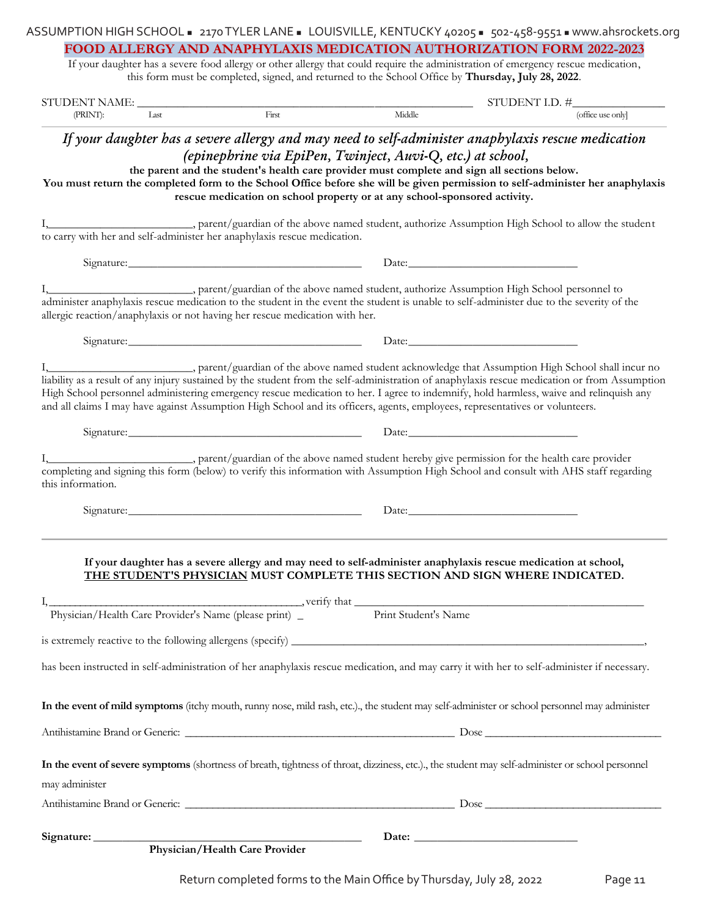ASSUMPTION HIGH SCHOOL ▪ 2170 TYLER LANE ▪ LOUISVILLE, KENTUCKY 40205 ▪ 502-458-9551 ▪ www.ahsrockets.org

# FOOD ALLERGY AND ANAPHYLAXIS MEDICATION AUTHORIZATION FORM 2022-2023

If your daughter has a severe food allergy or other allergy that could require the administration of emergency rescue medication, this form must be completed, signed, and returned to the School Office by **Thursday, July 28, 2022**.

STUDENT NAME: ______________________________________________________ STUDENT I.D. #_______________
(PRINT): Last First Middle (office use only)

---

***If your daughter has a severe allergy and may need to self-administer anaphylaxis rescue medication (epinephrine via EpiPen, Twinject, Auvi-Q, etc.) at school,***

**the parent and the student's health care provider must complete and sign all sections below.**
**You must return the completed form to the School Office before she will be given permission to self-administer her anaphylaxis rescue medication on school property or at any school-sponsored activity.**

I,________________________, parent/guardian of the above named student, authorize Assumption High School to allow the student to carry with her and self-administer her anaphylaxis rescue medication.

Signature:________________________________________ Date:_____________________________

I,________________________, parent/guardian of the above named student, authorize Assumption High School personnel to administer anaphylaxis rescue medication to the student in the event the student is unable to self-administer due to the severity of the allergic reaction/anaphylaxis or not having her rescue medication with her.

Signature:________________________________________ Date:_____________________________

I,________________________, parent/guardian of the above named student acknowledge that Assumption High School shall incur no liability as a result of any injury sustained by the student from the self-administration of anaphylaxis rescue medication or from Assumption High School personnel administering emergency rescue medication to her. I agree to indemnify, hold harmless, waive and relinquish any and all claims I may have against Assumption High School and its officers, agents, employees, representatives or volunteers.

Signature:________________________________________ Date:_____________________________

I,________________________, parent/guardian of the above named student hereby give permission for the health care provider completing and signing this form (below) to verify this information with Assumption High School and consult with AHS staff regarding this information.

Signature:________________________________________ Date:_____________________________

---

**If your daughter has a severe allergy and may need to self-administer anaphylaxis rescue medication at school, THE STUDENT'S PHYSICIAN MUST COMPLETE THIS SECTION AND SIGN WHERE INDICATED.**

I,______________________________________________, verify that ______________________________________________
Physician/Health Care Provider's Name (please print) _ Print Student's Name

is extremely reactive to the following allergens (specify) ____________________________________________________________,

has been instructed in self-administration of her anaphylaxis rescue medication, and may carry it with her to self-administer if necessary.

**In the event of mild symptoms** (itchy mouth, runny nose, mild rash, etc.)., the student may self-administer or school personnel may administer

Antihistamine Brand or Generic: ______________________________________________ Dose ______________________________

**In the event of severe symptoms** (shortness of breath, tightness of throat, dizziness, etc.)., the student may self-administer or school personnel may administer

Antihistamine Brand or Generic: ______________________________________________ Dose ______________________________

**Signature:** ______________________________________________ **Date:** ___________________________
**Physician/Health Care Provider**

Return completed forms to the Main Office by Thursday, July 28, 2022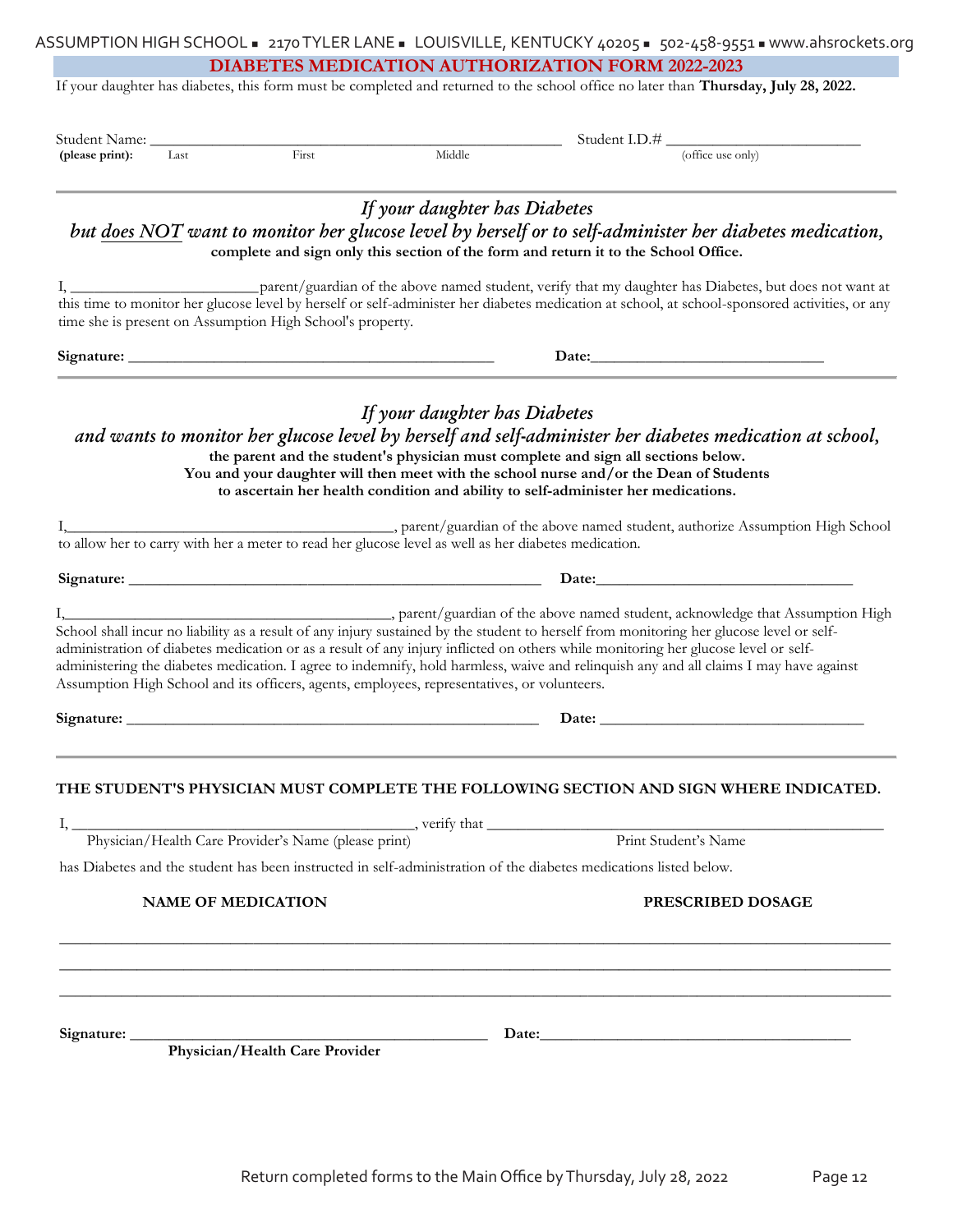ASSUMPTION HIGH SCHOOL ▪ 2170 TYLER LANE ▪ LOUISVILLE, KENTUCKY 40205 ▪ 502-458-9551 ▪ www.ahsrockets.org

# DIABETES MEDICATION AUTHORIZATION FORM 2022-2023

If your daughter has diabetes, this form must be completed and returned to the school office no later than **Thursday, July 28, 2022.**

Student Name: ______________________________________________ Student I.D.# ______________________
**(please print):** Last First Middle (office use only)

---

## *If your daughter has Diabetes*
## *but does NOT want to monitor her glucose level by herself or to self-administer her diabetes medication,*

**complete and sign only this section of the form and return it to the School Office.**

I, ______________________parent/guardian of the above named student, verify that my daughter has Diabetes, but does not want at this time to monitor her glucose level by herself or self-administer her diabetes medication at school, at school-sponsored activities, or any time she is present on Assumption High School's property.

**Signature:** ________________________________________ **Date:**___________________________

---

## *If your daughter has Diabetes*
## *and wants to monitor her glucose level by herself and self-administer her diabetes medication at school,*

**the parent and the student's physician must complete and sign all sections below.**
**You and your daughter will then meet with the school nurse and/or the Dean of Students to ascertain her health condition and ability to self-administer her medications.**

I,______________________________________, parent/guardian of the above named student, authorize Assumption High School to allow her to carry with her a meter to read her glucose level as well as her diabetes medication.

**Signature:** ______________________________________________ **Date:**______________________________

I,______________________________________, parent/guardian of the above named student, acknowledge that Assumption High School shall incur no liability as a result of any injury sustained by the student to herself from monitoring her glucose level or self-administration of diabetes medication or as a result of any injury inflicted on others while monitoring her glucose level or self-administering the diabetes medication. I agree to indemnify, hold harmless, waive and relinquish any and all claims I may have against Assumption High School and its officers, agents, employees, representatives, or volunteers.

**Signature:** ______________________________________________ **Date:** ______________________________

---

**THE STUDENT'S PHYSICIAN MUST COMPLETE THE FOLLOWING SECTION AND SIGN WHERE INDICATED.**

I, ________________________________________, verify that ______________________________________________
Physician/Health Care Provider's Name (please print) Print Student's Name

has Diabetes and the student has been instructed in self-administration of the diabetes medications listed below.

**NAME OF MEDICATION** **PRESCRIBED DOSAGE**

_____________________________________________________________________________________________

_____________________________________________________________________________________________

_____________________________________________________________________________________________

**Signature:** ________________________________________ **Date:**____________________________________
**Physician/Health Care Provider**

Return completed forms to the Main Office by Thursday, July 28, 2022